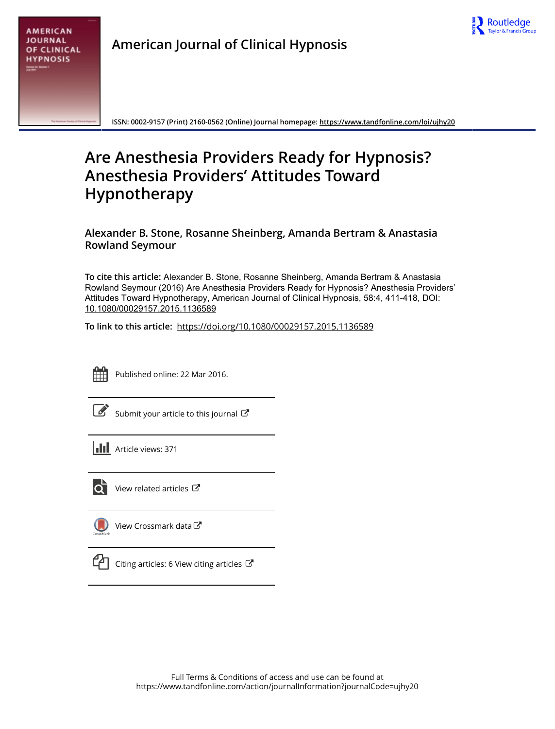American Journal of Clinical Hypnosis

ISSN: 0002-9157 (Print) 2160-0562 (Online) Journal homepage: https://www.tandfonline.com/loi/ujhy20

# Are Anesthesia Providers Ready for Hypnosis? Anesthesia Providers' Attitudes Toward Hypnotherapy

**Alexander B. Stone, Rosanne Sheinberg, Amanda Bertram & Anastasia Rowland Seymour**

**To cite this article:** Alexander B. Stone, Rosanne Sheinberg, Amanda Bertram & Anastasia Rowland Seymour (2016) Are Anesthesia Providers Ready for Hypnosis? Anesthesia Providers' Attitudes Toward Hypnotherapy, American Journal of Clinical Hypnosis, 58:4, 411-418, DOI: 10.1080/00029157.2015.1136589

**To link to this article:** https://doi.org/10.1080/00029157.2015.1136589

Published online: 22 Mar 2016.

Submit your article to this journal

Article views: 371

View related articles

View Crossmark data

Citing articles: 6 View citing articles

Full Terms & Conditions of access and use can be found at https://www.tandfonline.com/action/journalInformation?journalCode=ujhy20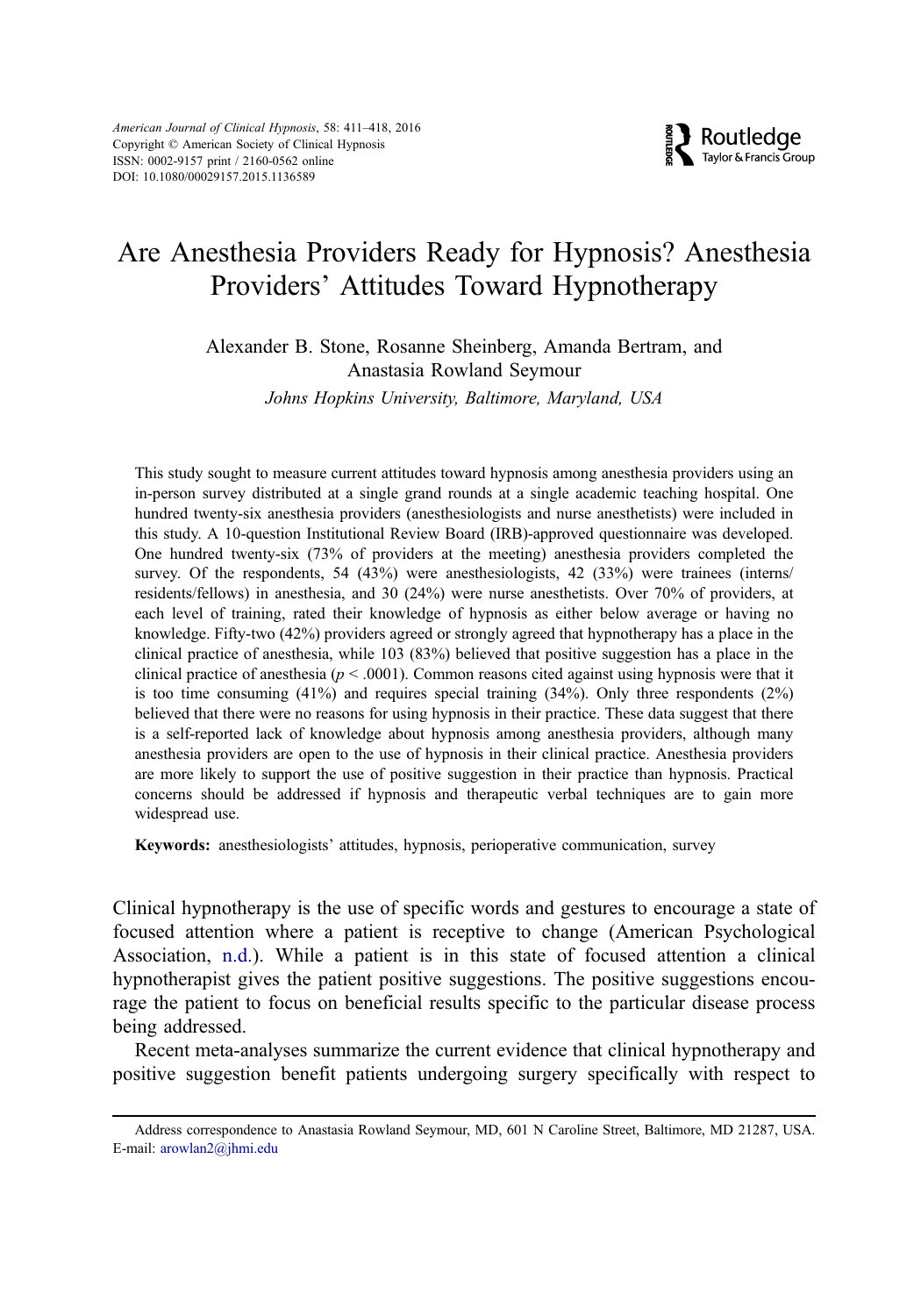# Are Anesthesia Providers Ready for Hypnosis? Anesthesia Providers' Attitudes Toward Hypnotherapy

Alexander B. Stone, Rosanne Sheinberg, Amanda Bertram, and Anastasia Rowland Seymour

*Johns Hopkins University, Baltimore, Maryland, USA*

This study sought to measure current attitudes toward hypnosis among anesthesia providers using an in-person survey distributed at a single grand rounds at a single academic teaching hospital. One hundred twenty-six anesthesia providers (anesthesiologists and nurse anesthetists) were included in this study. A 10-question Institutional Review Board (IRB)-approved questionnaire was developed. One hundred twenty-six (73% of providers at the meeting) anesthesia providers completed the survey. Of the respondents, 54 (43%) were anesthesiologists, 42 (33%) were trainees (interns/residents/fellows) in anesthesia, and 30 (24%) were nurse anesthetists. Over 70% of providers, at each level of training, rated their knowledge of hypnosis as either below average or having no knowledge. Fifty-two (42%) providers agreed or strongly agreed that hypnotherapy has a place in the clinical practice of anesthesia, while 103 (83%) believed that positive suggestion has a place in the clinical practice of anesthesia ($p < .0001$). Common reasons cited against using hypnosis were that it is too time consuming (41%) and requires special training (34%). Only three respondents (2%) believed that there were no reasons for using hypnosis in their practice. These data suggest that there is a self-reported lack of knowledge about hypnosis among anesthesia providers, although many anesthesia providers are open to the use of hypnosis in their clinical practice. Anesthesia providers are more likely to support the use of positive suggestion in their practice than hypnosis. Practical concerns should be addressed if hypnosis and therapeutic verbal techniques are to gain more widespread use.

**Keywords:** anesthesiologists' attitudes, hypnosis, perioperative communication, survey

Clinical hypnotherapy is the use of specific words and gestures to encourage a state of focused attention where a patient is receptive to change (American Psychological Association, n.d.). While a patient is in this state of focused attention a clinical hypnotherapist gives the patient positive suggestions. The positive suggestions encourage the patient to focus on beneficial results specific to the particular disease process being addressed.

Recent meta-analyses summarize the current evidence that clinical hypnotherapy and positive suggestion benefit patients undergoing surgery specifically with respect to

Address correspondence to Anastasia Rowland Seymour, MD, 601 N Caroline Street, Baltimore, MD 21287, USA. E-mail: arowlan2@jhmi.edu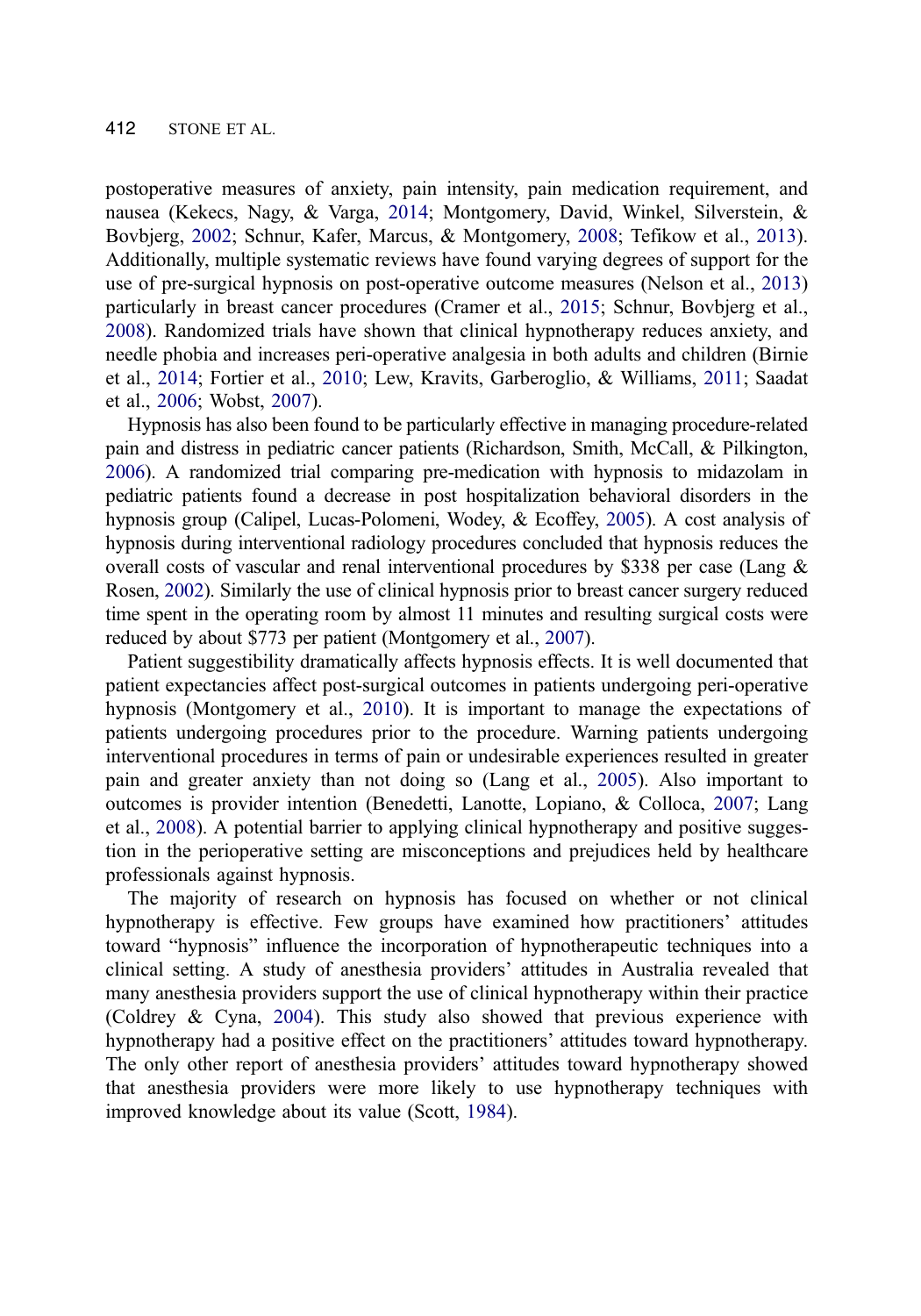postoperative measures of anxiety, pain intensity, pain medication requirement, and nausea (Kekecs, Nagy, & Varga, 2014; Montgomery, David, Winkel, Silverstein, & Bovbjerg, 2002; Schnur, Kafer, Marcus, & Montgomery, 2008; Tefikow et al., 2013). Additionally, multiple systematic reviews have found varying degrees of support for the use of pre-surgical hypnosis on post-operative outcome measures (Nelson et al., 2013) particularly in breast cancer procedures (Cramer et al., 2015; Schnur, Bovbjerg et al., 2008). Randomized trials have shown that clinical hypnotherapy reduces anxiety, and needle phobia and increases peri-operative analgesia in both adults and children (Birnie et al., 2014; Fortier et al., 2010; Lew, Kravits, Garberoglio, & Williams, 2011; Saadat et al., 2006; Wobst, 2007).

Hypnosis has also been found to be particularly effective in managing procedure-related pain and distress in pediatric cancer patients (Richardson, Smith, McCall, & Pilkington, 2006). A randomized trial comparing pre-medication with hypnosis to midazolam in pediatric patients found a decrease in post hospitalization behavioral disorders in the hypnosis group (Calipel, Lucas-Polomeni, Wodey, & Ecoffey, 2005). A cost analysis of hypnosis during interventional radiology procedures concluded that hypnosis reduces the overall costs of vascular and renal interventional procedures by $338 per case (Lang & Rosen, 2002). Similarly the use of clinical hypnosis prior to breast cancer surgery reduced time spent in the operating room by almost 11 minutes and resulting surgical costs were reduced by about $773 per patient (Montgomery et al., 2007).

Patient suggestibility dramatically affects hypnosis effects. It is well documented that patient expectancies affect post-surgical outcomes in patients undergoing peri-operative hypnosis (Montgomery et al., 2010). It is important to manage the expectations of patients undergoing procedures prior to the procedure. Warning patients undergoing interventional procedures in terms of pain or undesirable experiences resulted in greater pain and greater anxiety than not doing so (Lang et al., 2005). Also important to outcomes is provider intention (Benedetti, Lanotte, Lopiano, & Colloca, 2007; Lang et al., 2008). A potential barrier to applying clinical hypnotherapy and positive suggestion in the perioperative setting are misconceptions and prejudices held by healthcare professionals against hypnosis.

The majority of research on hypnosis has focused on whether or not clinical hypnotherapy is effective. Few groups have examined how practitioners' attitudes toward "hypnosis" influence the incorporation of hypnotherapeutic techniques into a clinical setting. A study of anesthesia providers' attitudes in Australia revealed that many anesthesia providers support the use of clinical hypnotherapy within their practice (Coldrey & Cyna, 2004). This study also showed that previous experience with hypnotherapy had a positive effect on the practitioners' attitudes toward hypnotherapy. The only other report of anesthesia providers' attitudes toward hypnotherapy showed that anesthesia providers were more likely to use hypnotherapy techniques with improved knowledge about its value (Scott, 1984).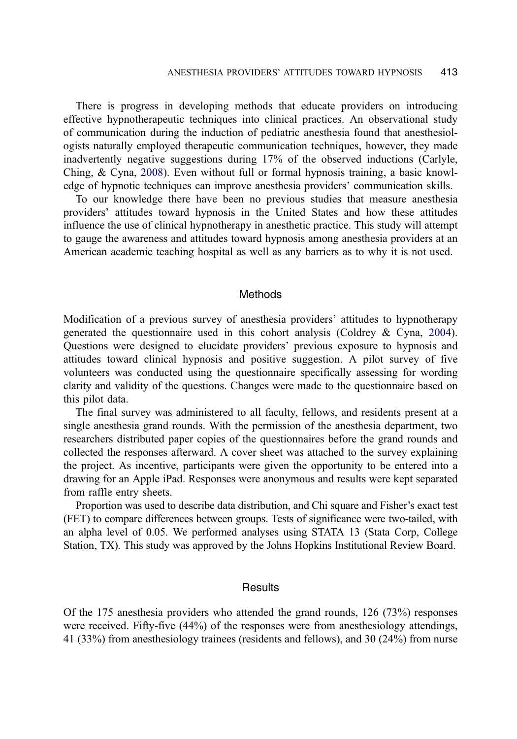There is progress in developing methods that educate providers on introducing effective hypnotherapeutic techniques into clinical practices. An observational study of communication during the induction of pediatric anesthesia found that anesthesiologists naturally employed therapeutic communication techniques, however, they made inadvertently negative suggestions during 17% of the observed inductions (Carlyle, Ching, & Cyna, 2008). Even without full or formal hypnosis training, a basic knowledge of hypnotic techniques can improve anesthesia providers' communication skills.

To our knowledge there have been no previous studies that measure anesthesia providers' attitudes toward hypnosis in the United States and how these attitudes influence the use of clinical hypnotherapy in anesthetic practice. This study will attempt to gauge the awareness and attitudes toward hypnosis among anesthesia providers at an American academic teaching hospital as well as any barriers as to why it is not used.

## Methods

Modification of a previous survey of anesthesia providers' attitudes to hypnotherapy generated the questionnaire used in this cohort analysis (Coldrey & Cyna, 2004). Questions were designed to elucidate providers' previous exposure to hypnosis and attitudes toward clinical hypnosis and positive suggestion. A pilot survey of five volunteers was conducted using the questionnaire specifically assessing for wording clarity and validity of the questions. Changes were made to the questionnaire based on this pilot data.

The final survey was administered to all faculty, fellows, and residents present at a single anesthesia grand rounds. With the permission of the anesthesia department, two researchers distributed paper copies of the questionnaires before the grand rounds and collected the responses afterward. A cover sheet was attached to the survey explaining the project. As incentive, participants were given the opportunity to be entered into a drawing for an Apple iPad. Responses were anonymous and results were kept separated from raffle entry sheets.

Proportion was used to describe data distribution, and Chi square and Fisher's exact test (FET) to compare differences between groups. Tests of significance were two-tailed, with an alpha level of 0.05. We performed analyses using STATA 13 (Stata Corp, College Station, TX). This study was approved by the Johns Hopkins Institutional Review Board.

## Results

Of the 175 anesthesia providers who attended the grand rounds, 126 (73%) responses were received. Fifty-five (44%) of the responses were from anesthesiology attendings, 41 (33%) from anesthesiology trainees (residents and fellows), and 30 (24%) from nurse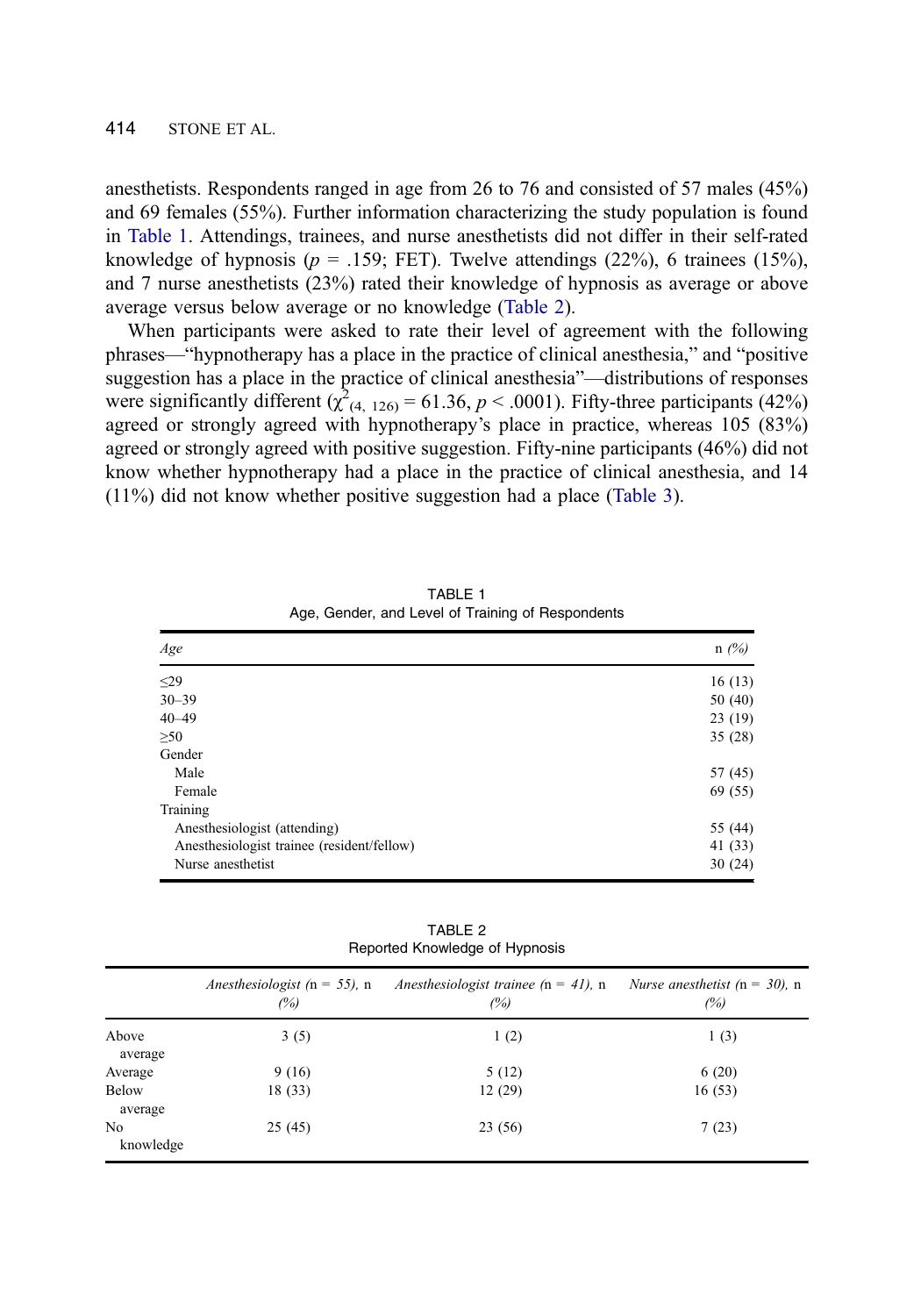anesthetists. Respondents ranged in age from 26 to 76 and consisted of 57 males (45%) and 69 females (55%). Further information characterizing the study population is found in Table 1. Attendings, trainees, and nurse anesthetists did not differ in their self-rated knowledge of hypnosis ($p$ = .159; FET). Twelve attendings (22%), 6 trainees (15%), and 7 nurse anesthetists (23%) rated their knowledge of hypnosis as average or above average versus below average or no knowledge (Table 2).

When participants were asked to rate their level of agreement with the following phrases—"hypnotherapy has a place in the practice of clinical anesthesia," and "positive suggestion has a place in the practice of clinical anesthesia"—distributions of responses were significantly different ($\chi^2_{(4,\ 126)} = 61.36$, $p < .0001$). Fifty-three participants (42%) agreed or strongly agreed with hypnotherapy's place in practice, whereas 105 (83%) agreed or strongly agreed with positive suggestion. Fifty-nine participants (46%) did not know whether hypnotherapy had a place in the practice of clinical anesthesia, and 14 (11%) did not know whether positive suggestion had a place (Table 3).

TABLE 1
Age, Gender, and Level of Training of Respondents

| *Age* | n *(%)* |
|---|---|
| ≤29 | 16 (13) |
| 30–39 | 50 (40) |
| 40–49 | 23 (19) |
| ≥50 | 35 (28) |
| Gender | |
| Male | 57 (45) |
| Female | 69 (55) |
| Training | |
| Anesthesiologist (attending) | 55 (44) |
| Anesthesiologist trainee (resident/fellow) | 41 (33) |
| Nurse anesthetist | 30 (24) |

TABLE 2
Reported Knowledge of Hypnosis

| | *Anesthesiologist (*n = *55),* n *(%)* | *Anesthesiologist trainee (*n = *41),* n *(%)* | *Nurse anesthetist (*n = *30),* n *(%)* |
|---|---|---|---|
| Above average | 3 (5) | 1 (2) | 1 (3) |
| Average | 9 (16) | 5 (12) | 6 (20) |
| Below average | 18 (33) | 12 (29) | 16 (53) |
| No knowledge | 25 (45) | 23 (56) | 7 (23) |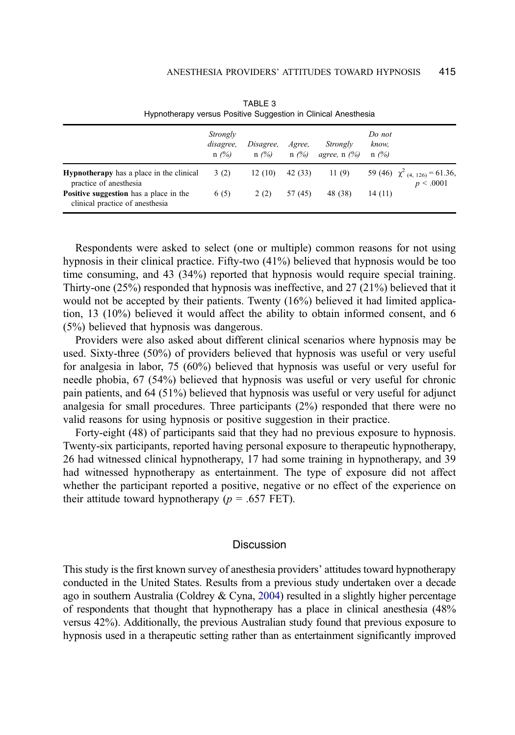TABLE 3
Hypnotherapy versus Positive Suggestion in Clinical Anesthesia

| | *Strongly disagree,* n *(%)* | *Disagree,* n *(%)* | *Agree,* n *(%)* | *Strongly agree,* n *(%)* | *Do not know,* n *(%)* | |
|---|---|---|---|---|---|---|
| **Hypnotherapy** has a place in the clinical practice of anesthesia | 3 (2) | 12 (10) | 42 (33) | 11 (9) | 59 (46) | $\chi^2_{(4,\ 126)} = 61.36$, $p < .0001$ |
| **Positive suggestion** has a place in the clinical practice of anesthesia | 6 (5) | 2 (2) | 57 (45) | 48 (38) | 14 (11) | |

Respondents were asked to select (one or multiple) common reasons for not using hypnosis in their clinical practice. Fifty-two (41%) believed that hypnosis would be too time consuming, and 43 (34%) reported that hypnosis would require special training. Thirty-one (25%) responded that hypnosis was ineffective, and 27 (21%) believed that it would not be accepted by their patients. Twenty (16%) believed it had limited application, 13 (10%) believed it would affect the ability to obtain informed consent, and 6 (5%) believed that hypnosis was dangerous.

Providers were also asked about different clinical scenarios where hypnosis may be used. Sixty-three (50%) of providers believed that hypnosis was useful or very useful for analgesia in labor, 75 (60%) believed that hypnosis was useful or very useful for needle phobia, 67 (54%) believed that hypnosis was useful or very useful for chronic pain patients, and 64 (51%) believed that hypnosis was useful or very useful for adjunct analgesia for small procedures. Three participants (2%) responded that there were no valid reasons for using hypnosis or positive suggestion in their practice.

Forty-eight (48) of participants said that they had no previous exposure to hypnosis. Twenty-six participants, reported having personal exposure to therapeutic hypnotherapy, 26 had witnessed clinical hypnotherapy, 17 had some training in hypnotherapy, and 39 had witnessed hypnotherapy as entertainment. The type of exposure did not affect whether the participant reported a positive, negative or no effect of the experience on their attitude toward hypnotherapy ($p = .657$ FET).

## Discussion

This study is the first known survey of anesthesia providers' attitudes toward hypnotherapy conducted in the United States. Results from a previous study undertaken over a decade ago in southern Australia (Coldrey & Cyna, 2004) resulted in a slightly higher percentage of respondents that thought that hypnotherapy has a place in clinical anesthesia (48% versus 42%). Additionally, the previous Australian study found that previous exposure to hypnosis used in a therapeutic setting rather than as entertainment significantly improved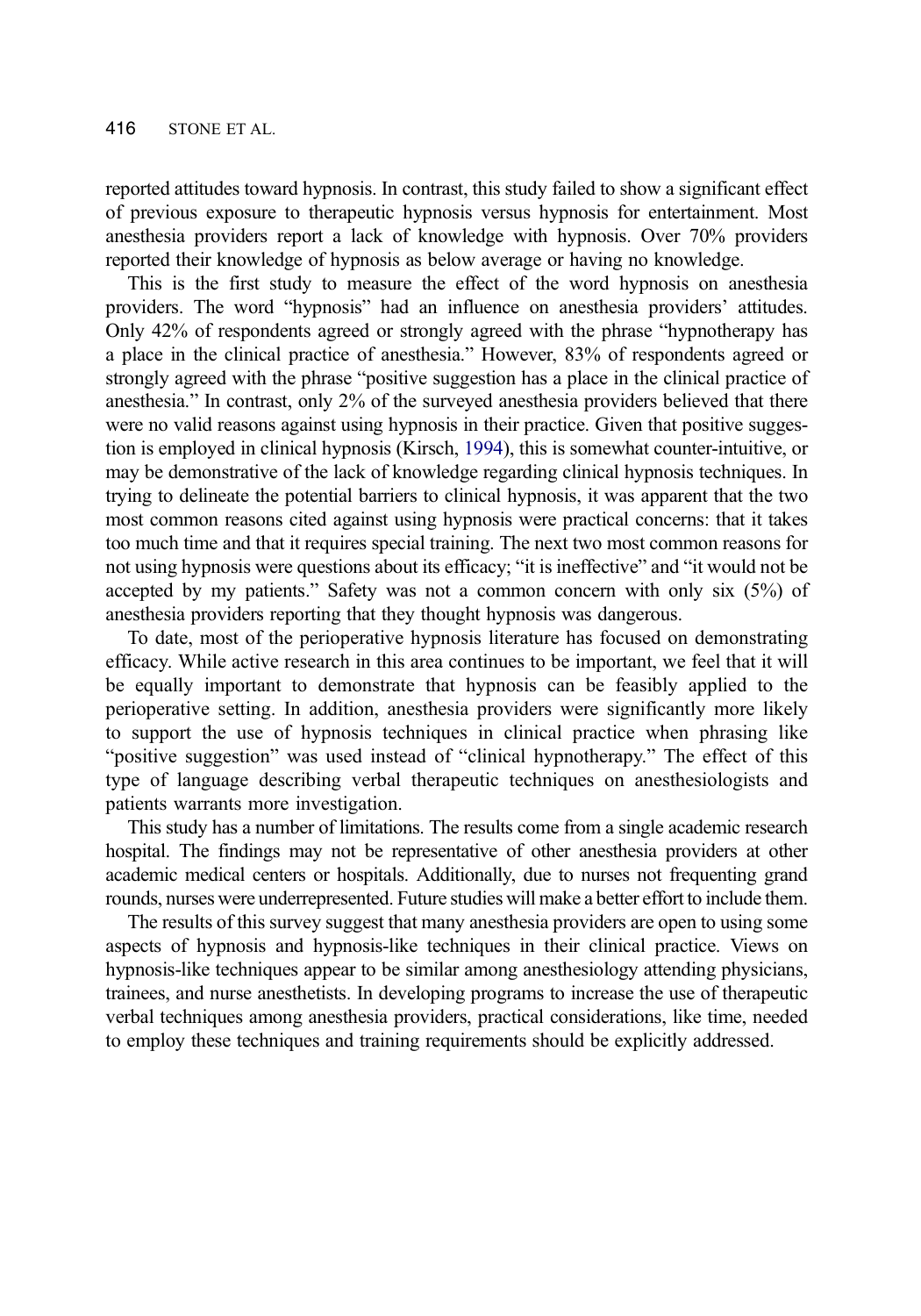reported attitudes toward hypnosis. In contrast, this study failed to show a significant effect of previous exposure to therapeutic hypnosis versus hypnosis for entertainment. Most anesthesia providers report a lack of knowledge with hypnosis. Over 70% providers reported their knowledge of hypnosis as below average or having no knowledge.

This is the first study to measure the effect of the word hypnosis on anesthesia providers. The word "hypnosis" had an influence on anesthesia providers' attitudes. Only 42% of respondents agreed or strongly agreed with the phrase "hypnotherapy has a place in the clinical practice of anesthesia." However, 83% of respondents agreed or strongly agreed with the phrase "positive suggestion has a place in the clinical practice of anesthesia." In contrast, only 2% of the surveyed anesthesia providers believed that there were no valid reasons against using hypnosis in their practice. Given that positive suggestion is employed in clinical hypnosis (Kirsch, 1994), this is somewhat counter-intuitive, or may be demonstrative of the lack of knowledge regarding clinical hypnosis techniques. In trying to delineate the potential barriers to clinical hypnosis, it was apparent that the two most common reasons cited against using hypnosis were practical concerns: that it takes too much time and that it requires special training. The next two most common reasons for not using hypnosis were questions about its efficacy; "it is ineffective" and "it would not be accepted by my patients." Safety was not a common concern with only six (5%) of anesthesia providers reporting that they thought hypnosis was dangerous.

To date, most of the perioperative hypnosis literature has focused on demonstrating efficacy. While active research in this area continues to be important, we feel that it will be equally important to demonstrate that hypnosis can be feasibly applied to the perioperative setting. In addition, anesthesia providers were significantly more likely to support the use of hypnosis techniques in clinical practice when phrasing like "positive suggestion" was used instead of "clinical hypnotherapy." The effect of this type of language describing verbal therapeutic techniques on anesthesiologists and patients warrants more investigation.

This study has a number of limitations. The results come from a single academic research hospital. The findings may not be representative of other anesthesia providers at other academic medical centers or hospitals. Additionally, due to nurses not frequenting grand rounds, nurses were underrepresented. Future studies will make a better effort to include them.

The results of this survey suggest that many anesthesia providers are open to using some aspects of hypnosis and hypnosis-like techniques in their clinical practice. Views on hypnosis-like techniques appear to be similar among anesthesiology attending physicians, trainees, and nurse anesthetists. In developing programs to increase the use of therapeutic verbal techniques among anesthesia providers, practical considerations, like time, needed to employ these techniques and training requirements should be explicitly addressed.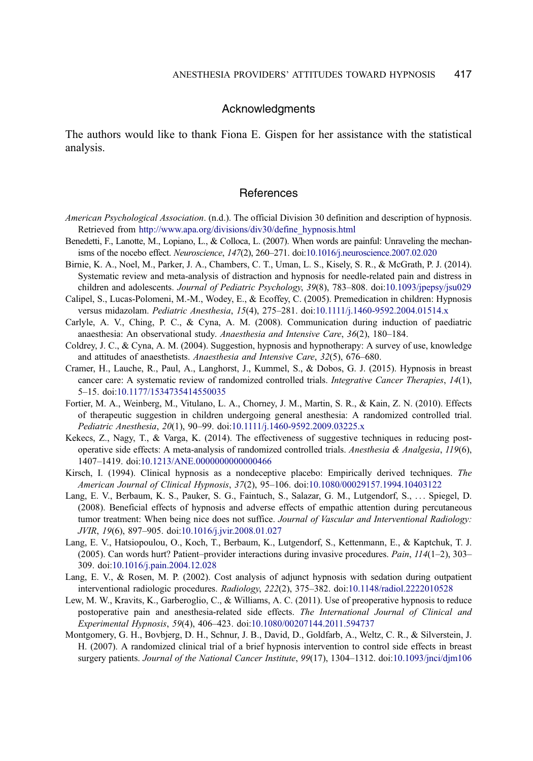## Acknowledgments

The authors would like to thank Fiona E. Gispen for her assistance with the statistical analysis.

## References

*American Psychological Association*. (n.d.). The official Division 30 definition and description of hypnosis. Retrieved from http://www.apa.org/divisions/div30/define_hypnosis.html

Benedetti, F., Lanotte, M., Lopiano, L., & Colloca, L. (2007). When words are painful: Unraveling the mechanisms of the nocebo effect. *Neuroscience*, *147*(2), 260–271. doi:10.1016/j.neuroscience.2007.02.020

Birnie, K. A., Noel, M., Parker, J. A., Chambers, C. T., Uman, L. S., Kisely, S. R., & McGrath, P. J. (2014). Systematic review and meta-analysis of distraction and hypnosis for needle-related pain and distress in children and adolescents. *Journal of Pediatric Psychology*, *39*(8), 783–808. doi:10.1093/jpepsy/jsu029

Calipel, S., Lucas-Polomeni, M.-M., Wodey, E., & Ecoffey, C. (2005). Premedication in children: Hypnosis versus midazolam. *Pediatric Anesthesia*, *15*(4), 275–281. doi:10.1111/j.1460-9592.2004.01514.x

Carlyle, A. V., Ching, P. C., & Cyna, A. M. (2008). Communication during induction of paediatric anaesthesia: An observational study. *Anaesthesia and Intensive Care*, *36*(2), 180–184.

Coldrey, J. C., & Cyna, A. M. (2004). Suggestion, hypnosis and hypnotherapy: A survey of use, knowledge and attitudes of anaesthetists. *Anaesthesia and Intensive Care*, *32*(5), 676–680.

Cramer, H., Lauche, R., Paul, A., Langhorst, J., Kummel, S., & Dobos, G. J. (2015). Hypnosis in breast cancer care: A systematic review of randomized controlled trials. *Integrative Cancer Therapies*, *14*(1), 5–15. doi:10.1177/1534735414550035

Fortier, M. A., Weinberg, M., Vitulano, L. A., Chorney, J. M., Martin, S. R., & Kain, Z. N. (2010). Effects of therapeutic suggestion in children undergoing general anesthesia: A randomized controlled trial. *Pediatric Anesthesia*, *20*(1), 90–99. doi:10.1111/j.1460-9592.2009.03225.x

Kekecs, Z., Nagy, T., & Varga, K. (2014). The effectiveness of suggestive techniques in reducing post-operative side effects: A meta-analysis of randomized controlled trials. *Anesthesia & Analgesia*, *119*(6), 1407–1419. doi:10.1213/ANE.0000000000000466

Kirsch, I. (1994). Clinical hypnosis as a nondeceptive placebo: Empirically derived techniques. *The American Journal of Clinical Hypnosis*, *37*(2), 95–106. doi:10.1080/00029157.1994.10403122

Lang, E. V., Berbaum, K. S., Pauker, S. G., Faintuch, S., Salazar, G. M., Lutgendorf, S., … Spiegel, D. (2008). Beneficial effects of hypnosis and adverse effects of empathic attention during percutaneous tumor treatment: When being nice does not suffice. *Journal of Vascular and Interventional Radiology: JVIR*, *19*(6), 897–905. doi:10.1016/j.jvir.2008.01.027

Lang, E. V., Hatsiopoulou, O., Koch, T., Berbaum, K., Lutgendorf, S., Kettenmann, E., & Kaptchuk, T. J. (2005). Can words hurt? Patient–provider interactions during invasive procedures. *Pain*, *114*(1–2), 303–309. doi:10.1016/j.pain.2004.12.028

Lang, E. V., & Rosen, M. P. (2002). Cost analysis of adjunct hypnosis with sedation during outpatient interventional radiologic procedures. *Radiology*, *222*(2), 375–382. doi:10.1148/radiol.2222010528

Lew, M. W., Kravits, K., Garberoglio, C., & Williams, A. C. (2011). Use of preoperative hypnosis to reduce postoperative pain and anesthesia-related side effects. *The International Journal of Clinical and Experimental Hypnosis*, *59*(4), 406–423. doi:10.1080/00207144.2011.594737

Montgomery, G. H., Bovbjerg, D. H., Schnur, J. B., David, D., Goldfarb, A., Weltz, C. R., & Silverstein, J. H. (2007). A randomized clinical trial of a brief hypnosis intervention to control side effects in breast surgery patients. *Journal of the National Cancer Institute*, *99*(17), 1304–1312. doi:10.1093/jnci/djm106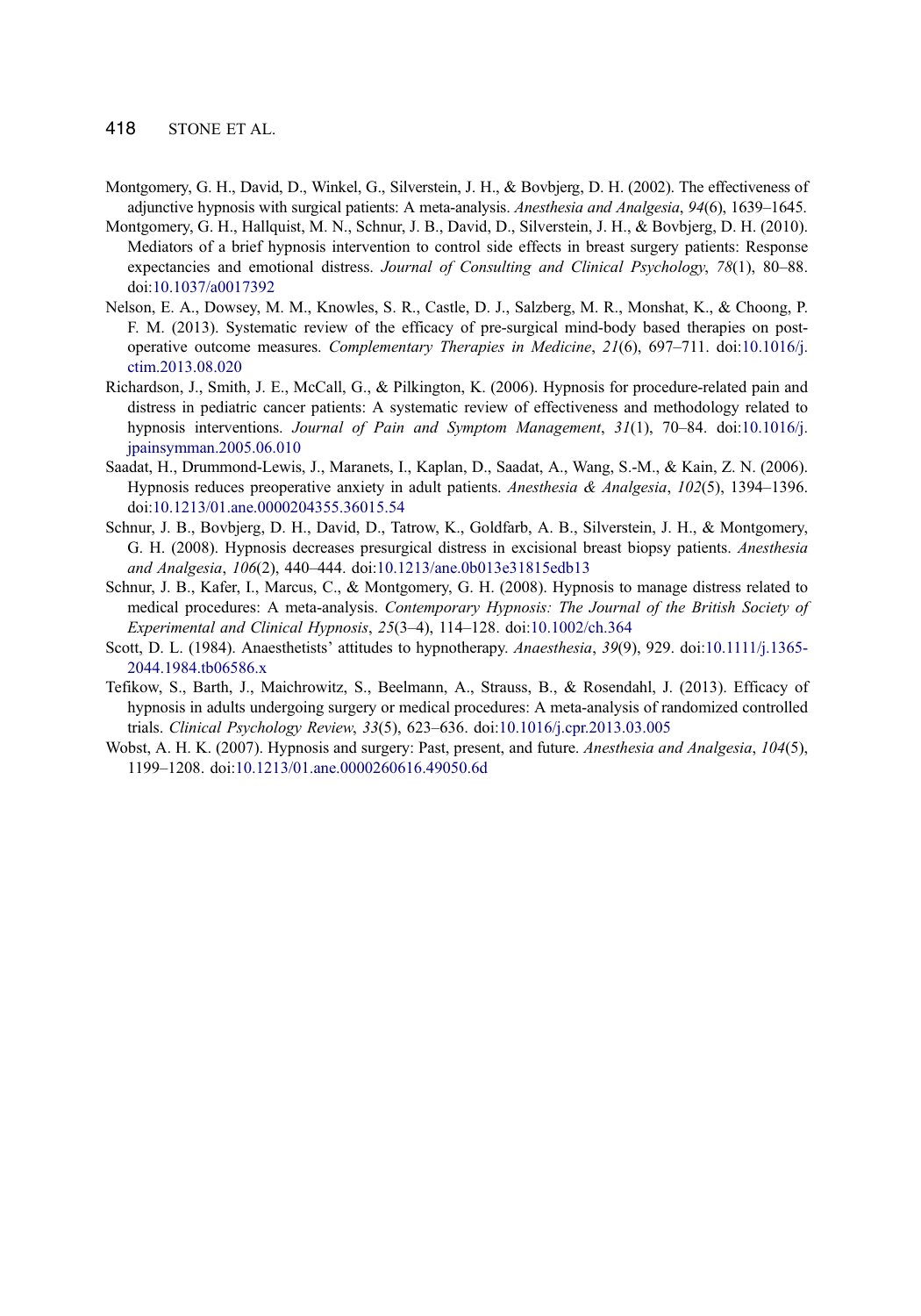Montgomery, G. H., David, D., Winkel, G., Silverstein, J. H., & Bovbjerg, D. H. (2002). The effectiveness of adjunctive hypnosis with surgical patients: A meta-analysis. *Anesthesia and Analgesia*, *94*(6), 1639–1645.

Montgomery, G. H., Hallquist, M. N., Schnur, J. B., David, D., Silverstein, J. H., & Bovbjerg, D. H. (2010). Mediators of a brief hypnosis intervention to control side effects in breast surgery patients: Response expectancies and emotional distress. *Journal of Consulting and Clinical Psychology*, *78*(1), 80–88. doi:10.1037/a0017392

Nelson, E. A., Dowsey, M. M., Knowles, S. R., Castle, D. J., Salzberg, M. R., Monshat, K., & Choong, P. F. M. (2013). Systematic review of the efficacy of pre-surgical mind-body based therapies on post-operative outcome measures. *Complementary Therapies in Medicine*, *21*(6), 697–711. doi:10.1016/j.ctim.2013.08.020

Richardson, J., Smith, J. E., McCall, G., & Pilkington, K. (2006). Hypnosis for procedure-related pain and distress in pediatric cancer patients: A systematic review of effectiveness and methodology related to hypnosis interventions. *Journal of Pain and Symptom Management*, *31*(1), 70–84. doi:10.1016/j.jpainsymman.2005.06.010

Saadat, H., Drummond-Lewis, J., Maranets, I., Kaplan, D., Saadat, A., Wang, S.-M., & Kain, Z. N. (2006). Hypnosis reduces preoperative anxiety in adult patients. *Anesthesia & Analgesia*, *102*(5), 1394–1396. doi:10.1213/01.ane.0000204355.36015.54

Schnur, J. B., Bovbjerg, D. H., David, D., Tatrow, K., Goldfarb, A. B., Silverstein, J. H., & Montgomery, G. H. (2008). Hypnosis decreases presurgical distress in excisional breast biopsy patients. *Anesthesia and Analgesia*, *106*(2), 440–444. doi:10.1213/ane.0b013e31815edb13

Schnur, J. B., Kafer, I., Marcus, C., & Montgomery, G. H. (2008). Hypnosis to manage distress related to medical procedures: A meta-analysis. *Contemporary Hypnosis: The Journal of the British Society of Experimental and Clinical Hypnosis*, *25*(3–4), 114–128. doi:10.1002/ch.364

Scott, D. L. (1984). Anaesthetists' attitudes to hypnotherapy. *Anaesthesia*, *39*(9), 929. doi:10.1111/j.1365-2044.1984.tb06586.x

Tefikow, S., Barth, J., Maichrowitz, S., Beelmann, A., Strauss, B., & Rosendahl, J. (2013). Efficacy of hypnosis in adults undergoing surgery or medical procedures: A meta-analysis of randomized controlled trials. *Clinical Psychology Review*, *33*(5), 623–636. doi:10.1016/j.cpr.2013.03.005

Wobst, A. H. K. (2007). Hypnosis and surgery: Past, present, and future. *Anesthesia and Analgesia*, *104*(5), 1199–1208. doi:10.1213/01.ane.0000260616.49050.6d